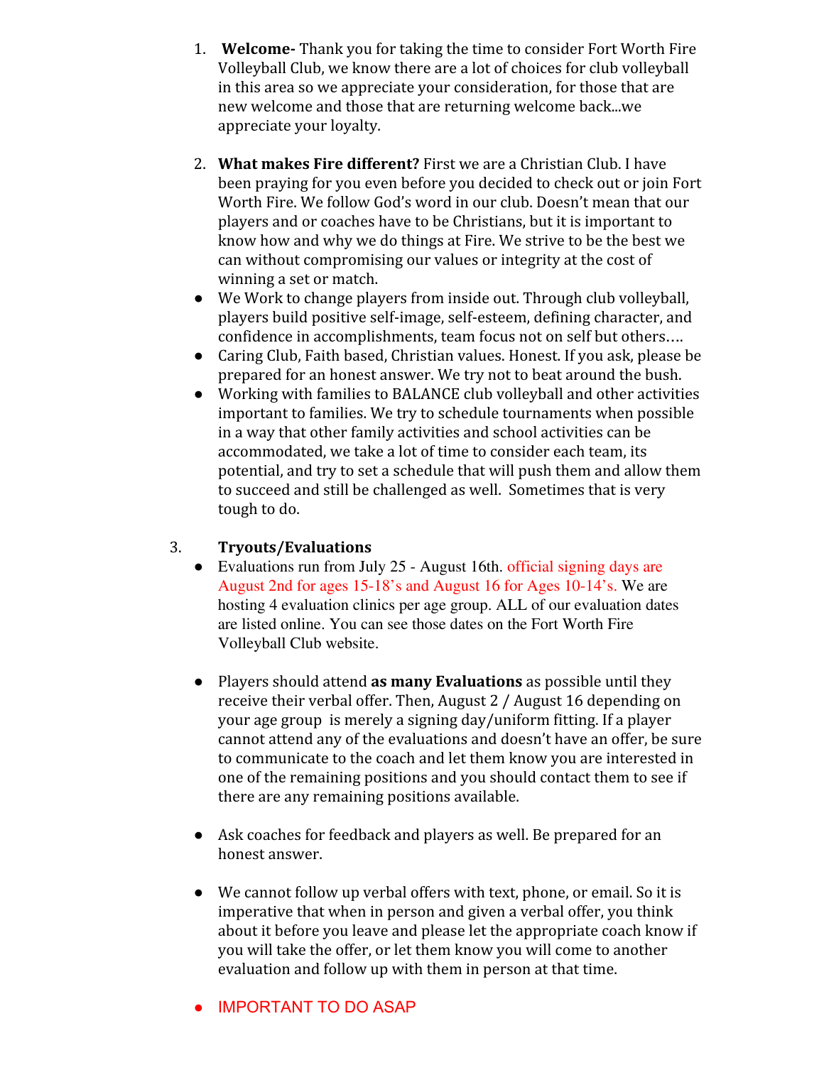1. **Welcome-** Thank you for taking the time to consider Fort Worth Fire Volleyball Club, we know there are a lot of choices for club volleyball in this area so we appreciate your consideration, for those that are new welcome and those that are returning welcome back...we appreciate your loyalty.

2. **What makes Fire different?** First we are a Christian Club. I have been praying for you even before you decided to check out or join Fort Worth Fire. We follow God's word in our club. Doesn't mean that our players and or coaches have to be Christians, but it is important to know how and why we do things at Fire. We strive to be the best we can without compromising our values or integrity at the cost of winning a set or match.

- We Work to change players from inside out. Through club volleyball, players build positive self-image, self-esteem, defining character, and confidence in accomplishments, team focus not on self but others….
- Caring Club, Faith based, Christian values. Honest. If you ask, please be prepared for an honest answer. We try not to beat around the bush.
- Working with families to BALANCE club volleyball and other activities important to families. We try to schedule tournaments when possible in a way that other family activities and school activities can be accommodated, we take a lot of time to consider each team, its potential, and try to set a schedule that will push them and allow them to succeed and still be challenged as well. Sometimes that is very tough to do.

3. **Tryouts/Evaluations**

- Evaluations run from July 25 - August 16th. official signing days are August 2nd for ages 15-18's and August 16 for Ages 10-14's. We are hosting 4 evaluation clinics per age group. ALL of our evaluation dates are listed online. You can see those dates on the Fort Worth Fire Volleyball Club website.

- Players should attend **as many Evaluations** as possible until they receive their verbal offer. Then, August 2 / August 16 depending on your age group is merely a signing day/uniform fitting. If a player cannot attend any of the evaluations and doesn't have an offer, be sure to communicate to the coach and let them know you are interested in one of the remaining positions and you should contact them to see if there are any remaining positions available.

- Ask coaches for feedback and players as well. Be prepared for an honest answer.

- We cannot follow up verbal offers with text, phone, or email. So it is imperative that when in person and given a verbal offer, you think about it before you leave and please let the appropriate coach know if you will take the offer, or let them know you will come to another evaluation and follow up with them in person at that time.

- IMPORTANT TO DO ASAP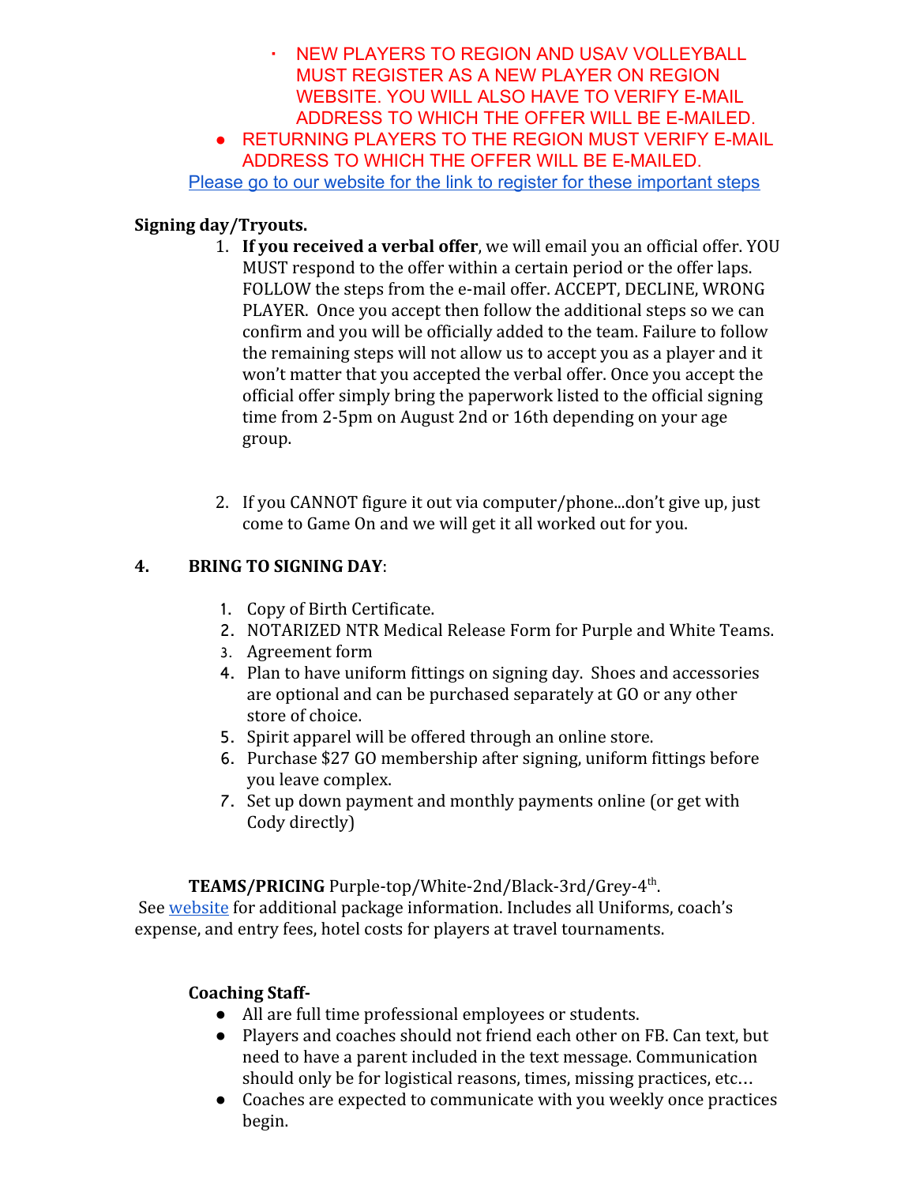- NEW PLAYERS TO REGION AND USAV VOLLEYBALL MUST REGISTER AS A NEW PLAYER ON REGION WEBSITE. YOU WILL ALSO HAVE TO VERIFY E-MAIL ADDRESS TO WHICH THE OFFER WILL BE E-MAILED.
- RETURNING PLAYERS TO THE REGION MUST VERIFY E-MAIL ADDRESS TO WHICH THE OFFER WILL BE E-MAILED.

Please go to our website for the link to register for these important steps

**Signing day/Tryouts.**

1. **If you received a verbal offer**, we will email you an official offer. YOU MUST respond to the offer within a certain period or the offer laps. FOLLOW the steps from the e-mail offer. ACCEPT, DECLINE, WRONG PLAYER. Once you accept then follow the additional steps so we can confirm and you will be officially added to the team. Failure to follow the remaining steps will not allow us to accept you as a player and it won't matter that you accepted the verbal offer. Once you accept the official offer simply bring the paperwork listed to the official signing time from 2-5pm on August 2nd or 16th depending on your age group.

2. If you CANNOT figure it out via computer/phone...don't give up, just come to Game On and we will get it all worked out for you.

**4. BRING TO SIGNING DAY**:

1. Copy of Birth Certificate.
2. NOTARIZED NTR Medical Release Form for Purple and White Teams.
3. Agreement form
4. Plan to have uniform fittings on signing day. Shoes and accessories are optional and can be purchased separately at GO or any other store of choice.
5. Spirit apparel will be offered through an online store.
6. Purchase $27 GO membership after signing, uniform fittings before you leave complex.
7. Set up down payment and monthly payments online (or get with Cody directly)

**TEAMS/PRICING** Purple-top/White-2nd/Black-3rd/Grey-4th.
See website for additional package information. Includes all Uniforms, coach's expense, and entry fees, hotel costs for players at travel tournaments.

**Coaching Staff-**

- All are full time professional employees or students.
- Players and coaches should not friend each other on FB. Can text, but need to have a parent included in the text message. Communication should only be for logistical reasons, times, missing practices, etc…
- Coaches are expected to communicate with you weekly once practices begin.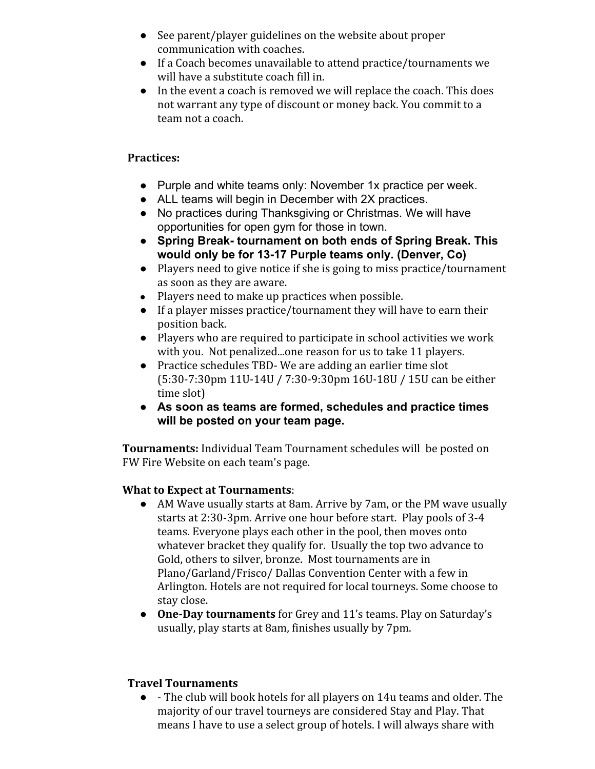- See parent/player guidelines on the website about proper communication with coaches.
- If a Coach becomes unavailable to attend practice/tournaments we will have a substitute coach fill in.
- In the event a coach is removed we will replace the coach. This does not warrant any type of discount or money back. You commit to a team not a coach.

**Practices:**

- Purple and white teams only: November 1x practice per week.
- ALL teams will begin in December with 2X practices.
- No practices during Thanksgiving or Christmas. We will have opportunities for open gym for those in town.
- **Spring Break- tournament on both ends of Spring Break. This would only be for 13-17 Purple teams only. (Denver, Co)**
- Players need to give notice if she is going to miss practice/tournament as soon as they are aware.
- Players need to make up practices when possible.
- If a player misses practice/tournament they will have to earn their position back.
- Players who are required to participate in school activities we work with you. Not penalized...one reason for us to take 11 players.
- Practice schedules TBD- We are adding an earlier time slot (5:30-7:30pm 11U-14U / 7:30-9:30pm 16U-18U / 15U can be either time slot)
- **As soon as teams are formed, schedules and practice times will be posted on your team page.**

**Tournaments:** Individual Team Tournament schedules will be posted on FW Fire Website on each team's page.

**What to Expect at Tournaments**:

- AM Wave usually starts at 8am. Arrive by 7am, or the PM wave usually starts at 2:30-3pm. Arrive one hour before start. Play pools of 3-4 teams. Everyone plays each other in the pool, then moves onto whatever bracket they qualify for. Usually the top two advance to Gold, others to silver, bronze. Most tournaments are in Plano/Garland/Frisco/ Dallas Convention Center with a few in Arlington. Hotels are not required for local tourneys. Some choose to stay close.
- **One-Day tournaments** for Grey and 11's teams. Play on Saturday's usually, play starts at 8am, finishes usually by 7pm.

**Travel Tournaments**

- - The club will book hotels for all players on 14u teams and older. The majority of our travel tourneys are considered Stay and Play. That means I have to use a select group of hotels. I will always share with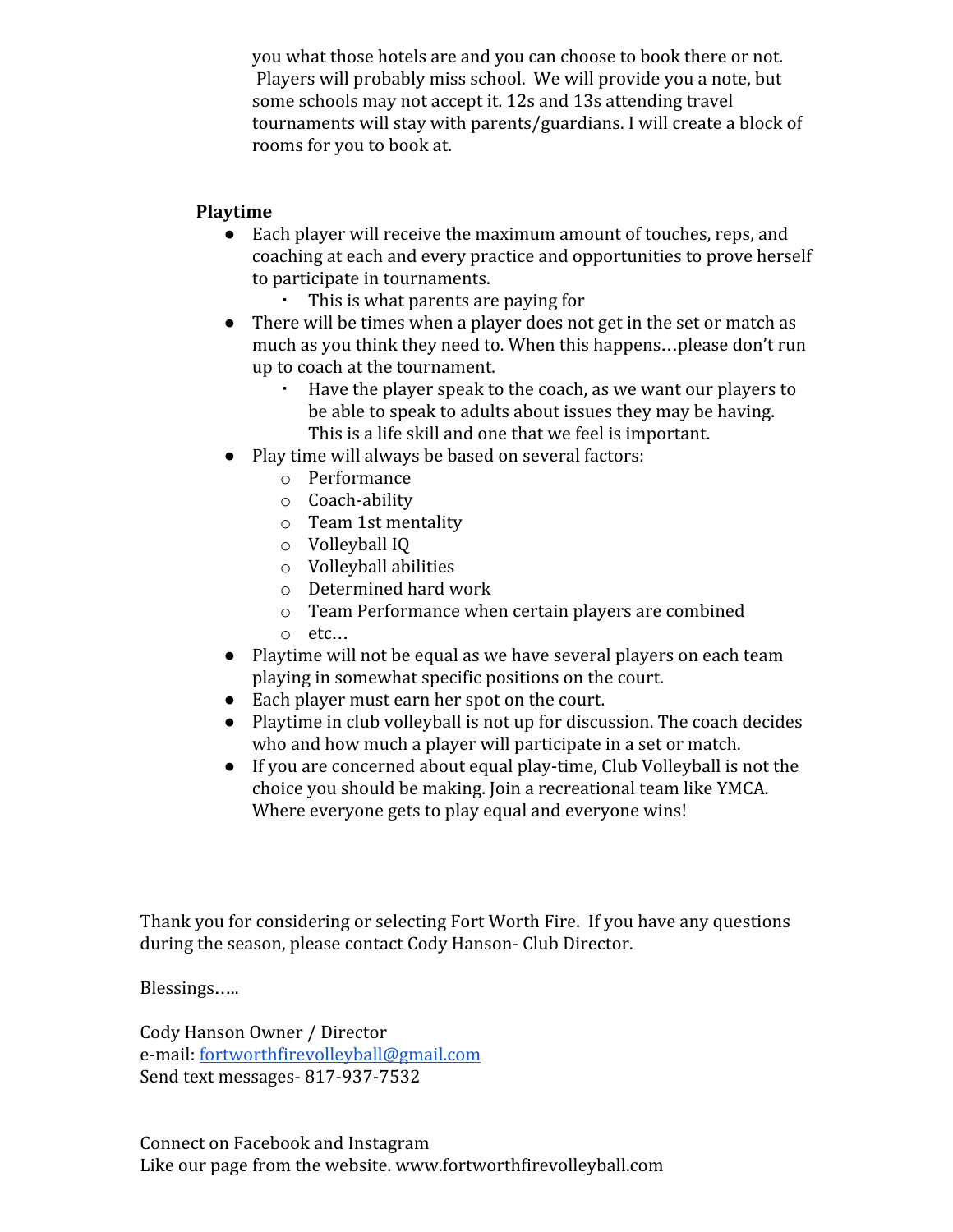you what those hotels are and you can choose to book there or not. Players will probably miss school. We will provide you a note, but some schools may not accept it. 12s and 13s attending travel tournaments will stay with parents/guardians. I will create a block of rooms for you to book at.

**Playtime**

- Each player will receive the maximum amount of touches, reps, and coaching at each and every practice and opportunities to prove herself to participate in tournaments.
  - This is what parents are paying for
- There will be times when a player does not get in the set or match as much as you think they need to. When this happens…please don't run up to coach at the tournament.
  - Have the player speak to the coach, as we want our players to be able to speak to adults about issues they may be having. This is a life skill and one that we feel is important.
- Play time will always be based on several factors:
  - Performance
  - Coach-ability
  - Team 1st mentality
  - Volleyball IQ
  - Volleyball abilities
  - Determined hard work
  - Team Performance when certain players are combined
  - etc…
- Playtime will not be equal as we have several players on each team playing in somewhat specific positions on the court.
- Each player must earn her spot on the court.
- Playtime in club volleyball is not up for discussion. The coach decides who and how much a player will participate in a set or match.
- If you are concerned about equal play-time, Club Volleyball is not the choice you should be making. Join a recreational team like YMCA. Where everyone gets to play equal and everyone wins!

Thank you for considering or selecting Fort Worth Fire. If you have any questions during the season, please contact Cody Hanson- Club Director.

Blessings…..

Cody Hanson Owner / Director
e-mail: fortworthfirevolleyball@gmail.com
Send text messages- 817-937-7532

Connect on Facebook and Instagram
Like our page from the website. www.fortworthfirevolleyball.com